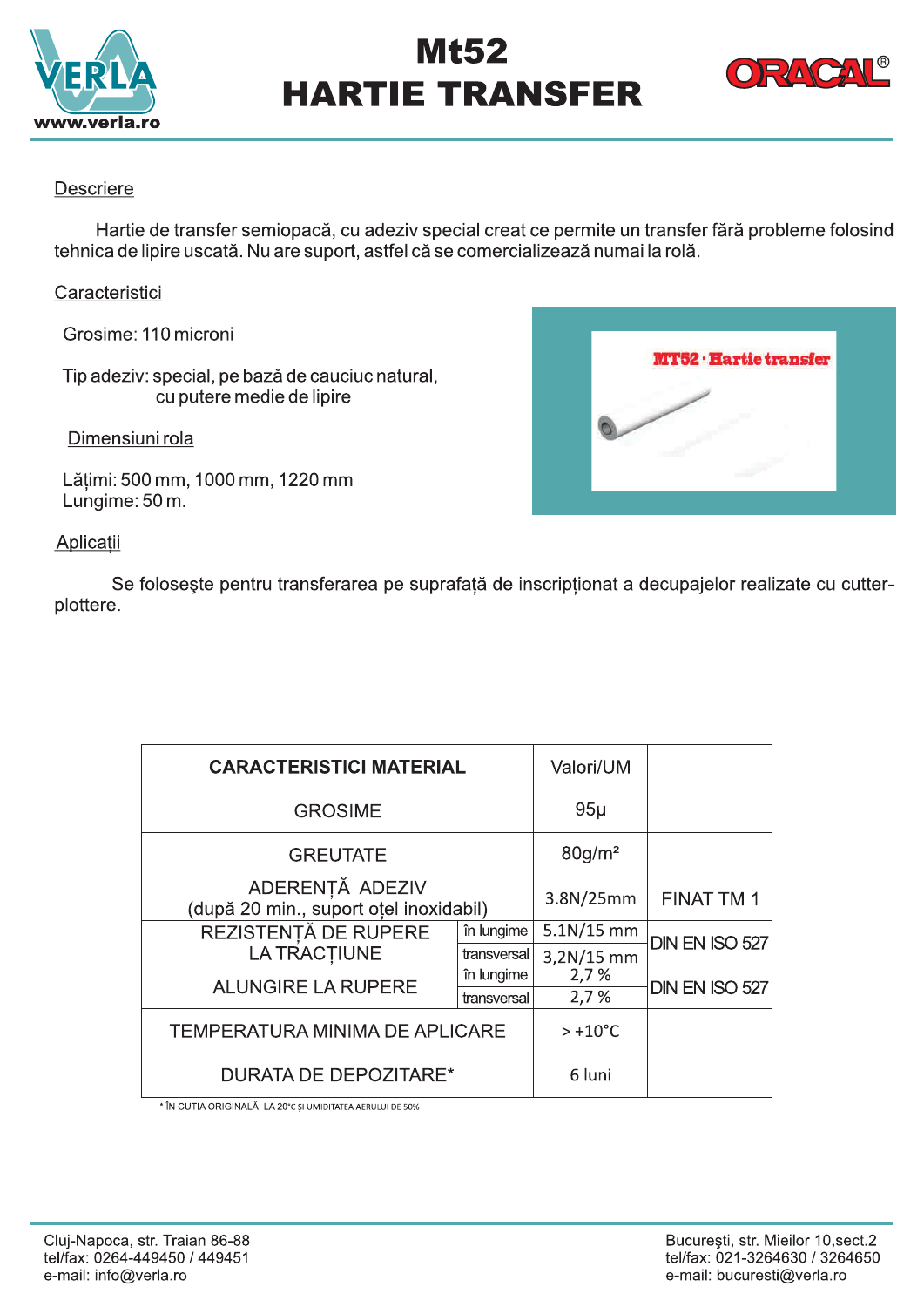# Mt52
# HARTIE TRANSFER

ORACAL®

## Descriere

Hartie de transfer semiopacă, cu adeziv special creat ce permite un transfer fără probleme folosind tehnica de lipire uscată. Nu are suport, astfel că se comercializează numai la rolă.

## Caracteristici

Grosime: 110 microni

Tip adeziv: special, pe bază de cauciuc natural, cu putere medie de lipire

### Dimensiuni rola

Lățimi: 500 mm, 1000 mm, 1220 mm
Lungime: 50 m.

MT52 · Hartie transfer

## Aplicații

Se foloseşte pentru transferarea pe suprafață de inscripționat a decupajelor realizate cu cutter-plottere.

| CARACTERISTICI MATERIAL | | Valori/UM | |
|---|---|---|---|
| GROSIME | | 95µ | |
| GREUTATE | | 80g/m² | |
| ADERENȚĂ ADEZIV (după 20 min., suport oțel inoxidabil) | | 3.8N/25mm | FINAT TM 1 |
| REZISTENȚĂ DE RUPERE LA TRACȚIUNE | în lungime | 5.1N/15 mm | DIN EN ISO 527 |
| | transversal | 3,2N/15 mm | |
| ALUNGIRE LA RUPERE | în lungime | 2,7 % | DIN EN ISO 527 |
| | transversal | 2,7 % | |
| TEMPERATURA MINIMA DE APLICARE | | > +10°C | |
| DURATA DE DEPOZITARE* | | 6 luni | |

* ÎN CUTIA ORIGINALĂ, LA 20°C ŞI UMIDITATEA AERULUI DE 50%

Cluj-Napoca, str. Traian 86-88
tel/fax: 0264-449450 / 449451
e-mail: info@verla.ro

Bucureşti, str. Mieilor 10,sect.2
tel/fax: 021-3264630 / 3264650
e-mail: bucuresti@verla.ro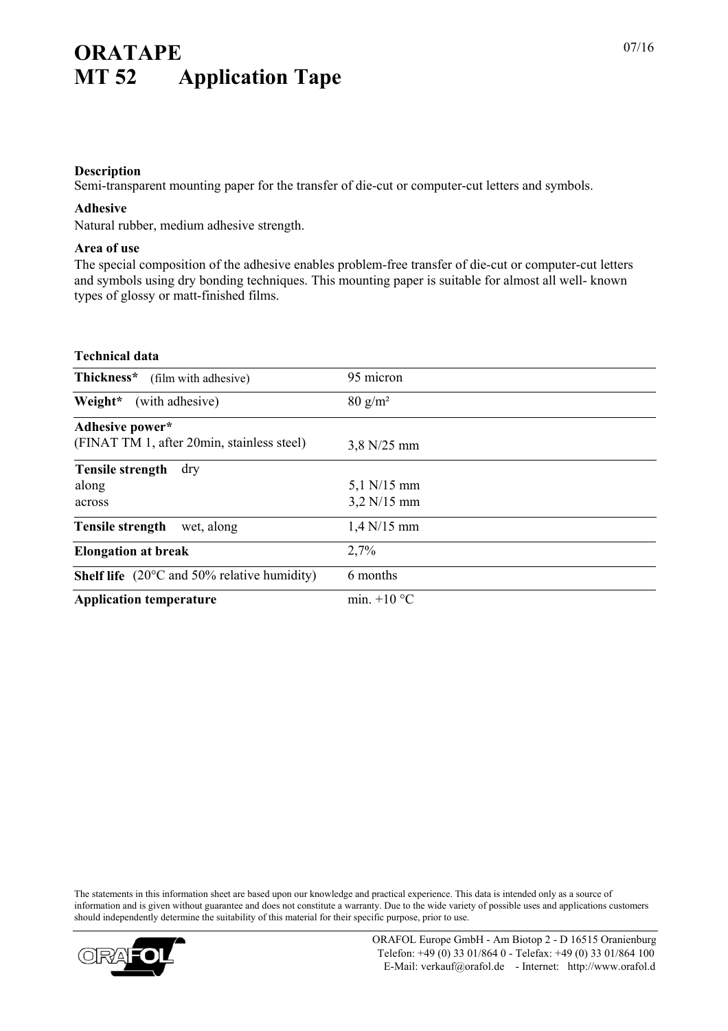# ORATAPE
# MT 52 Application Tape

07/16

**Description**

Semi-transparent mounting paper for the transfer of die-cut or computer-cut letters and symbols.

**Adhesive**

Natural rubber, medium adhesive strength.

**Area of use**

The special composition of the adhesive enables problem-free transfer of die-cut or computer-cut letters and symbols using dry bonding techniques. This mounting paper is suitable for almost all well- known types of glossy or matt-finished films.

**Technical data**

| | |
|---|---|
| **Thickness*** (film with adhesive) | 95 micron |
| **Weight*** (with adhesive) | 80 g/m² |
| **Adhesive power***<br>(FINAT TM 1, after 20min, stainless steel) | 3,8 N/25 mm |
| **Tensile strength** dry<br>along<br>across | <br>5,1 N/15 mm<br>3,2 N/15 mm |
| **Tensile strength** wet, along | 1,4 N/15 mm |
| **Elongation at break** | 2,7% |
| **Shelf life** (20°C and 50% relative humidity) | 6 months |
| **Application temperature** | min. +10 °C |

The statements in this information sheet are based upon our knowledge and practical experience. This data is intended only as a source of information and is given without guarantee and does not constitute a warranty. Due to the wide variety of possible uses and applications customers should independently determine the suitability of this material for their specific purpose, prior to use.

ORAFOL Europe GmbH - Am Biotop 2 - D 16515 Oranienburg
Telefon: +49 (0) 33 01/864 0 - Telefax: +49 (0) 33 01/864 100
E-Mail: verkauf@orafol.de - Internet: http://www.orafol.d